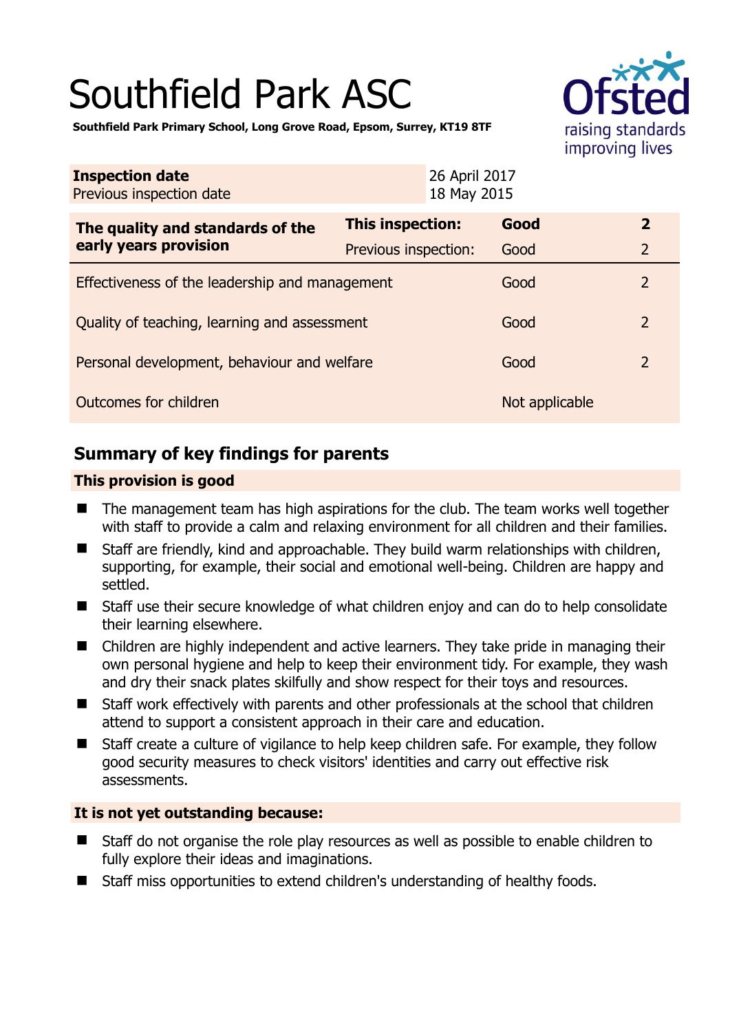# Southfield Park ASC

**Southfield Park Primary School, Long Grove Road, Epsom, Surrey, KT19 8TF**

| **Inspection date** | 26 April 2017 |
|---|---|
| Previous inspection date | 18 May 2015 |

| **The quality and standards of the early years provision** | **This inspection:** | **Good** | **2** |
|---|---|---|---|
| | Previous inspection: | Good | 2 |
| Effectiveness of the leadership and management | | Good | 2 |
| Quality of teaching, learning and assessment | | Good | 2 |
| Personal development, behaviour and welfare | | Good | 2 |
| Outcomes for children | | Not applicable | |

## Summary of key findings for parents

### This provision is good

- The management team has high aspirations for the club. The team works well together with staff to provide a calm and relaxing environment for all children and their families.
- Staff are friendly, kind and approachable. They build warm relationships with children, supporting, for example, their social and emotional well-being. Children are happy and settled.
- Staff use their secure knowledge of what children enjoy and can do to help consolidate their learning elsewhere.
- Children are highly independent and active learners. They take pride in managing their own personal hygiene and help to keep their environment tidy. For example, they wash and dry their snack plates skilfully and show respect for their toys and resources.
- Staff work effectively with parents and other professionals at the school that children attend to support a consistent approach in their care and education.
- Staff create a culture of vigilance to help keep children safe. For example, they follow good security measures to check visitors' identities and carry out effective risk assessments.

### It is not yet outstanding because:

- Staff do not organise the role play resources as well as possible to enable children to fully explore their ideas and imaginations.
- Staff miss opportunities to extend children's understanding of healthy foods.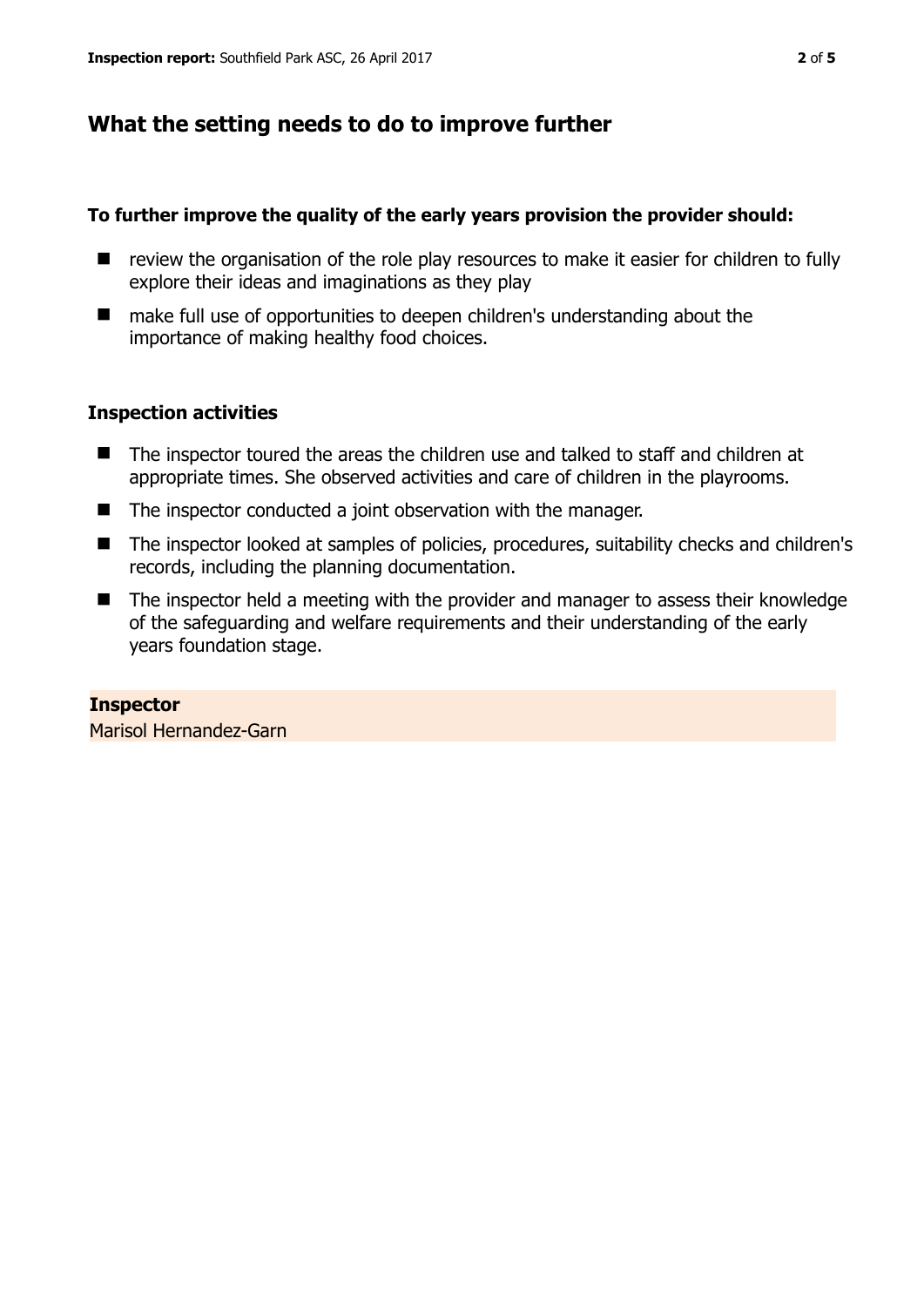## What the setting needs to do to improve further

**To further improve the quality of the early years provision the provider should:**

- review the organisation of the role play resources to make it easier for children to fully explore their ideas and imaginations as they play
- make full use of opportunities to deepen children's understanding about the importance of making healthy food choices.

### Inspection activities

- The inspector toured the areas the children use and talked to staff and children at appropriate times. She observed activities and care of children in the playrooms.
- The inspector conducted a joint observation with the manager.
- The inspector looked at samples of policies, procedures, suitability checks and children's records, including the planning documentation.
- The inspector held a meeting with the provider and manager to assess their knowledge of the safeguarding and welfare requirements and their understanding of the early years foundation stage.

**Inspector**

Marisol Hernandez-Garn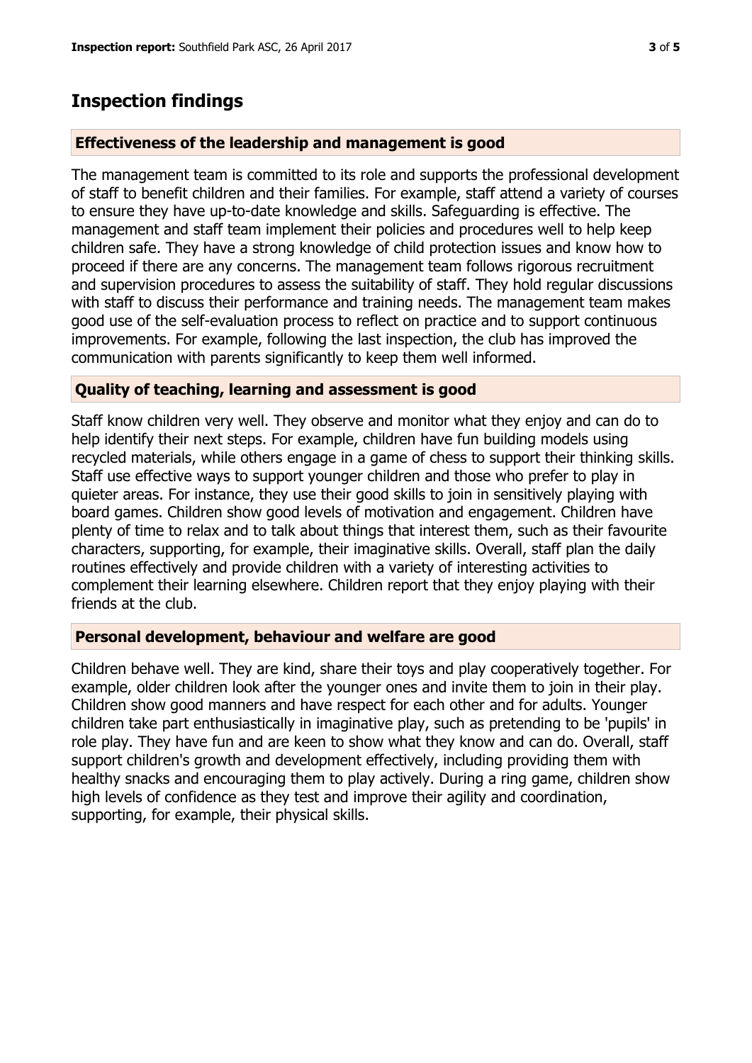## Inspection findings

### Effectiveness of the leadership and management is good

The management team is committed to its role and supports the professional development of staff to benefit children and their families. For example, staff attend a variety of courses to ensure they have up-to-date knowledge and skills. Safeguarding is effective. The management and staff team implement their policies and procedures well to help keep children safe. They have a strong knowledge of child protection issues and know how to proceed if there are any concerns. The management team follows rigorous recruitment and supervision procedures to assess the suitability of staff. They hold regular discussions with staff to discuss their performance and training needs. The management team makes good use of the self-evaluation process to reflect on practice and to support continuous improvements. For example, following the last inspection, the club has improved the communication with parents significantly to keep them well informed.

### Quality of teaching, learning and assessment is good

Staff know children very well. They observe and monitor what they enjoy and can do to help identify their next steps. For example, children have fun building models using recycled materials, while others engage in a game of chess to support their thinking skills. Staff use effective ways to support younger children and those who prefer to play in quieter areas. For instance, they use their good skills to join in sensitively playing with board games. Children show good levels of motivation and engagement. Children have plenty of time to relax and to talk about things that interest them, such as their favourite characters, supporting, for example, their imaginative skills. Overall, staff plan the daily routines effectively and provide children with a variety of interesting activities to complement their learning elsewhere. Children report that they enjoy playing with their friends at the club.

### Personal development, behaviour and welfare are good

Children behave well. They are kind, share their toys and play cooperatively together. For example, older children look after the younger ones and invite them to join in their play. Children show good manners and have respect for each other and for adults. Younger children take part enthusiastically in imaginative play, such as pretending to be 'pupils' in role play. They have fun and are keen to show what they know and can do. Overall, staff support children's growth and development effectively, including providing them with healthy snacks and encouraging them to play actively. During a ring game, children show high levels of confidence as they test and improve their agility and coordination, supporting, for example, their physical skills.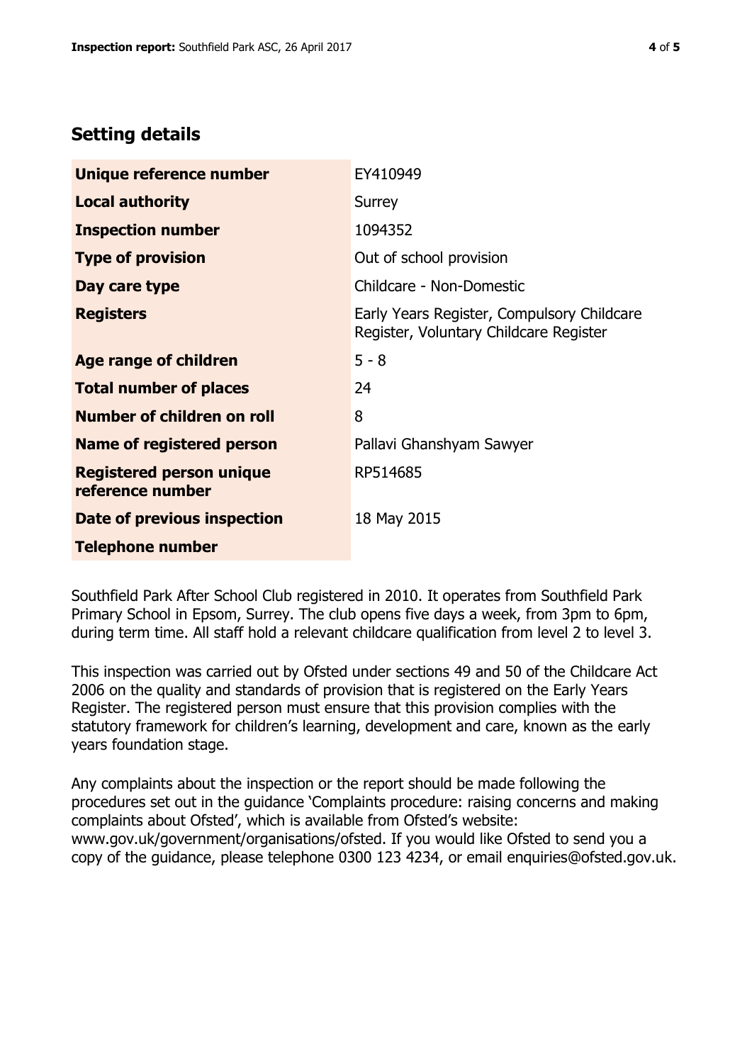## Setting details

| | |
|---|---|
| **Unique reference number** | EY410949 |
| **Local authority** | Surrey |
| **Inspection number** | 1094352 |
| **Type of provision** | Out of school provision |
| **Day care type** | Childcare - Non-Domestic |
| **Registers** | Early Years Register, Compulsory Childcare Register, Voluntary Childcare Register |
| **Age range of children** | 5 - 8 |
| **Total number of places** | 24 |
| **Number of children on roll** | 8 |
| **Name of registered person** | Pallavi Ghanshyam Sawyer |
| **Registered person unique reference number** | RP514685 |
| **Date of previous inspection** | 18 May 2015 |
| **Telephone number** | |

Southfield Park After School Club registered in 2010. It operates from Southfield Park Primary School in Epsom, Surrey. The club opens five days a week, from 3pm to 6pm, during term time. All staff hold a relevant childcare qualification from level 2 to level 3.

This inspection was carried out by Ofsted under sections 49 and 50 of the Childcare Act 2006 on the quality and standards of provision that is registered on the Early Years Register. The registered person must ensure that this provision complies with the statutory framework for children's learning, development and care, known as the early years foundation stage.

Any complaints about the inspection or the report should be made following the procedures set out in the guidance 'Complaints procedure: raising concerns and making complaints about Ofsted', which is available from Ofsted's website: www.gov.uk/government/organisations/ofsted. If you would like Ofsted to send you a copy of the guidance, please telephone 0300 123 4234, or email enquiries@ofsted.gov.uk.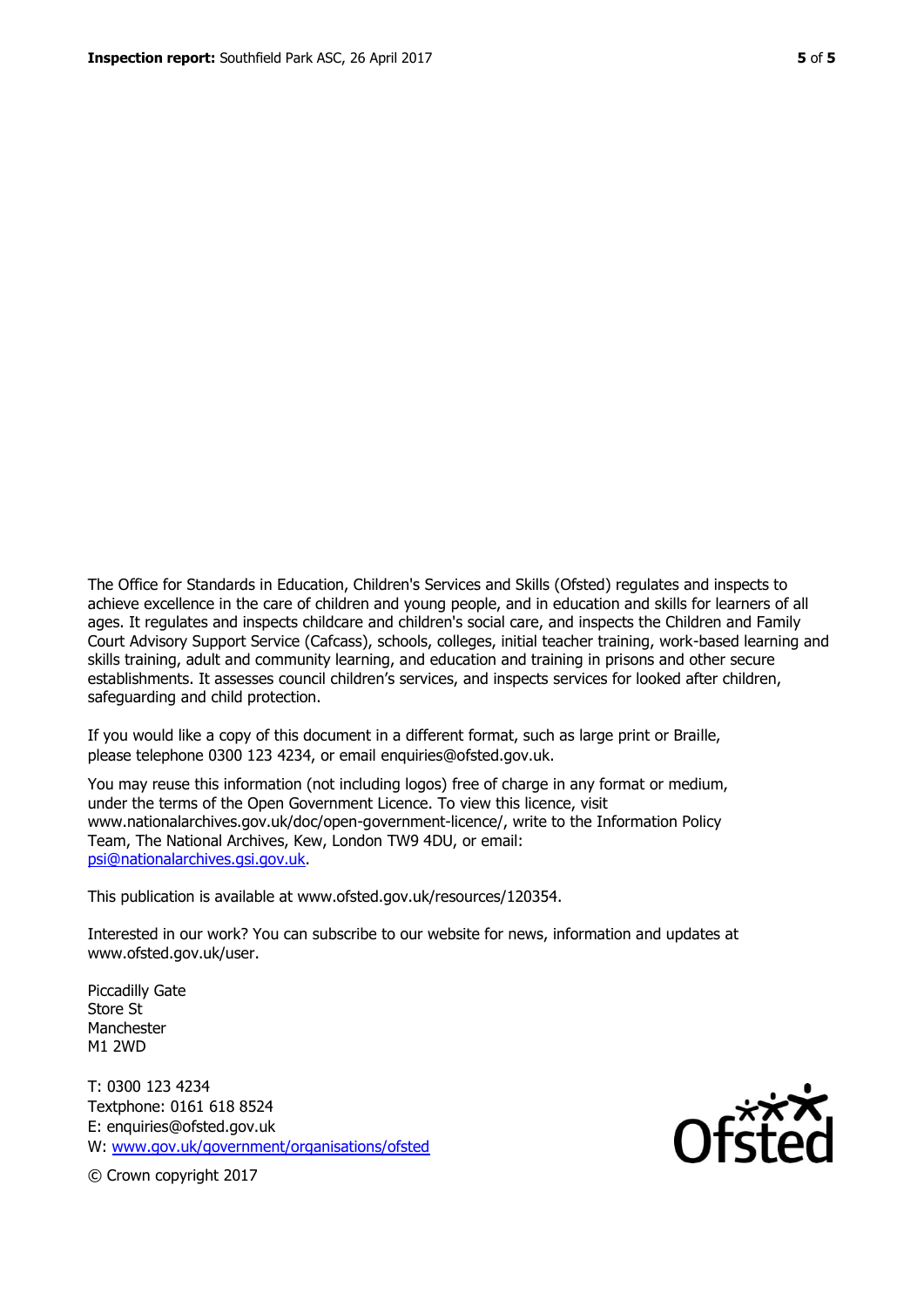The Office for Standards in Education, Children's Services and Skills (Ofsted) regulates and inspects to achieve excellence in the care of children and young people, and in education and skills for learners of all ages. It regulates and inspects childcare and children's social care, and inspects the Children and Family Court Advisory Support Service (Cafcass), schools, colleges, initial teacher training, work-based learning and skills training, adult and community learning, and education and training in prisons and other secure establishments. It assesses council children's services, and inspects services for looked after children, safeguarding and child protection.

If you would like a copy of this document in a different format, such as large print or Braille, please telephone 0300 123 4234, or email enquiries@ofsted.gov.uk.

You may reuse this information (not including logos) free of charge in any format or medium, under the terms of the Open Government Licence. To view this licence, visit www.nationalarchives.gov.uk/doc/open-government-licence/, write to the Information Policy Team, The National Archives, Kew, London TW9 4DU, or email: psi@nationalarchives.gsi.gov.uk.

This publication is available at www.ofsted.gov.uk/resources/120354.

Interested in our work? You can subscribe to our website for news, information and updates at www.ofsted.gov.uk/user.

Piccadilly Gate
Store St
Manchester
M1 2WD

T: 0300 123 4234
Textphone: 0161 618 8524
E: enquiries@ofsted.gov.uk
W: www.gov.uk/government/organisations/ofsted

© Crown copyright 2017